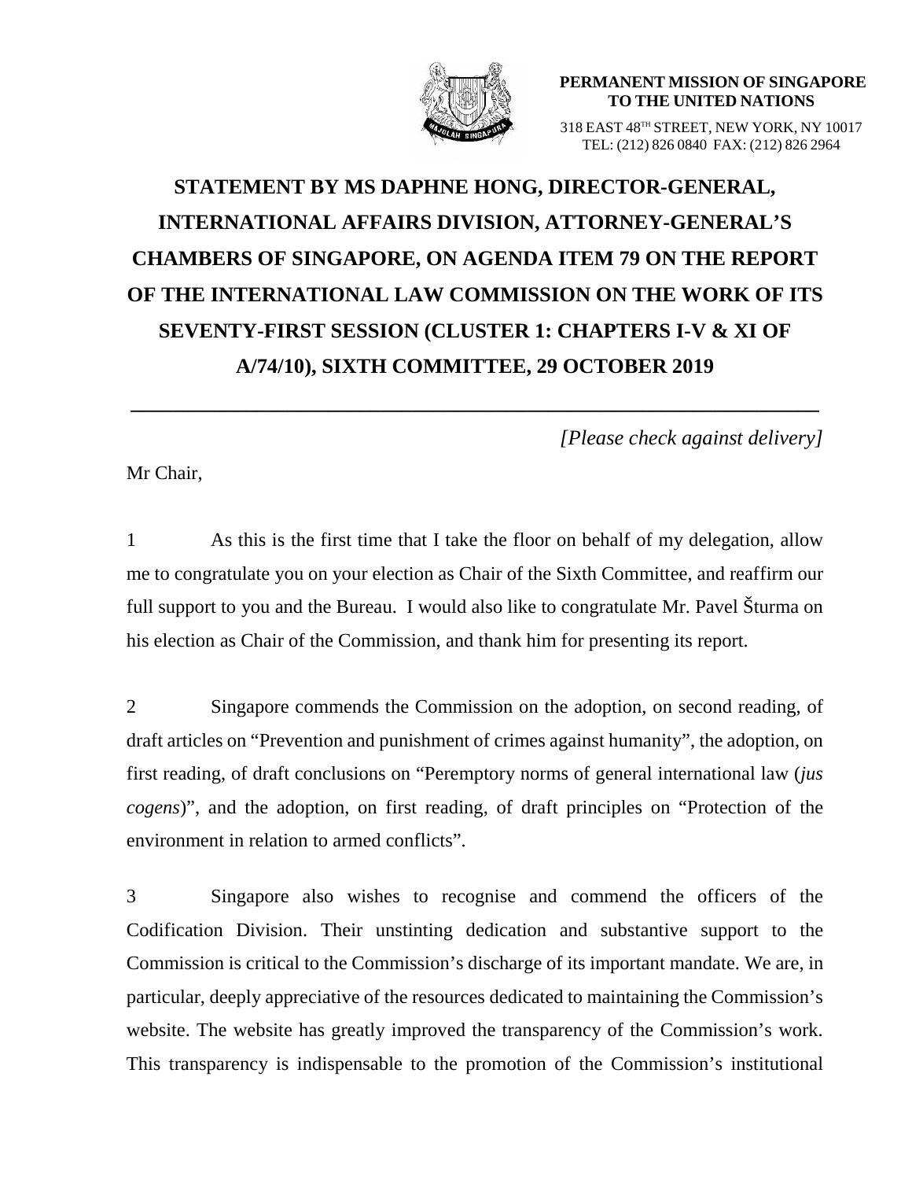**PERMANENT MISSION OF SINGAPORE TO THE UNITED NATIONS**

318 EAST 48TH STREET, NEW YORK, NY 10017
TEL: (212) 826 0840 FAX: (212) 826 2964

# STATEMENT BY MS DAPHNE HONG, DIRECTOR-GENERAL, INTERNATIONAL AFFAIRS DIVISION, ATTORNEY-GENERAL'S CHAMBERS OF SINGAPORE, ON AGENDA ITEM 79 ON THE REPORT OF THE INTERNATIONAL LAW COMMISSION ON THE WORK OF ITS SEVENTY-FIRST SESSION (CLUSTER 1: CHAPTERS I-V & XI OF A/74/10), SIXTH COMMITTEE, 29 OCTOBER 2019

---

*[Please check against delivery]*

Mr Chair,

1 As this is the first time that I take the floor on behalf of my delegation, allow me to congratulate you on your election as Chair of the Sixth Committee, and reaffirm our full support to you and the Bureau. I would also like to congratulate Mr. Pavel Šturma on his election as Chair of the Commission, and thank him for presenting its report.

2 Singapore commends the Commission on the adoption, on second reading, of draft articles on "Prevention and punishment of crimes against humanity", the adoption, on first reading, of draft conclusions on "Peremptory norms of general international law (*jus cogens*)", and the adoption, on first reading, of draft principles on "Protection of the environment in relation to armed conflicts".

3 Singapore also wishes to recognise and commend the officers of the Codification Division. Their unstinting dedication and substantive support to the Commission is critical to the Commission's discharge of its important mandate. We are, in particular, deeply appreciative of the resources dedicated to maintaining the Commission's website. The website has greatly improved the transparency of the Commission's work. This transparency is indispensable to the promotion of the Commission's institutional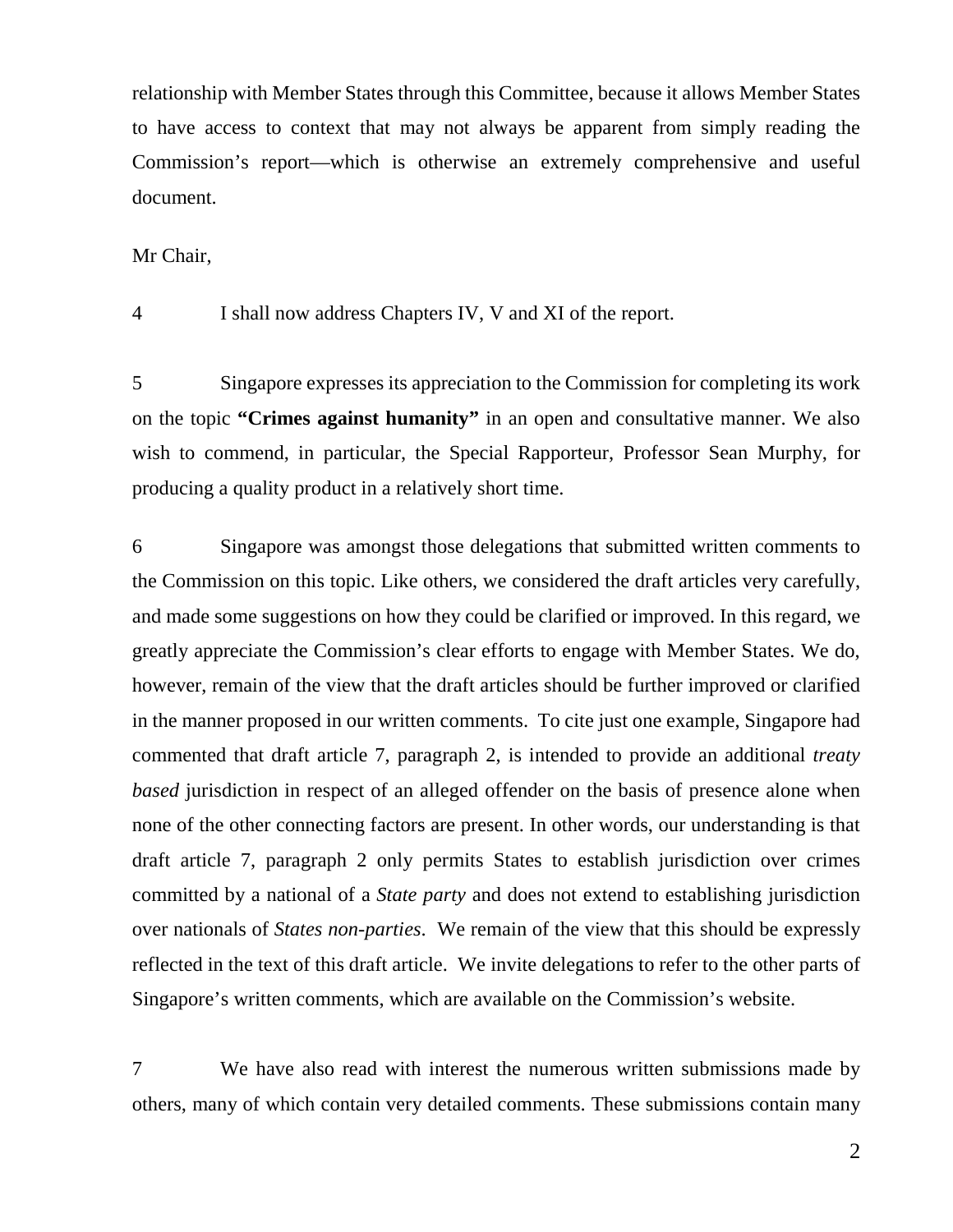relationship with Member States through this Committee, because it allows Member States to have access to context that may not always be apparent from simply reading the Commission's report—which is otherwise an extremely comprehensive and useful document.

Mr Chair,

4 I shall now address Chapters IV, V and XI of the report.

5 Singapore expresses its appreciation to the Commission for completing its work on the topic **"Crimes against humanity"** in an open and consultative manner. We also wish to commend, in particular, the Special Rapporteur, Professor Sean Murphy, for producing a quality product in a relatively short time.

6 Singapore was amongst those delegations that submitted written comments to the Commission on this topic. Like others, we considered the draft articles very carefully, and made some suggestions on how they could be clarified or improved. In this regard, we greatly appreciate the Commission's clear efforts to engage with Member States. We do, however, remain of the view that the draft articles should be further improved or clarified in the manner proposed in our written comments. To cite just one example, Singapore had commented that draft article 7, paragraph 2, is intended to provide an additional *treaty based* jurisdiction in respect of an alleged offender on the basis of presence alone when none of the other connecting factors are present. In other words, our understanding is that draft article 7, paragraph 2 only permits States to establish jurisdiction over crimes committed by a national of a *State party* and does not extend to establishing jurisdiction over nationals of *States non-parties*. We remain of the view that this should be expressly reflected in the text of this draft article. We invite delegations to refer to the other parts of Singapore's written comments, which are available on the Commission's website.

7 We have also read with interest the numerous written submissions made by others, many of which contain very detailed comments. These submissions contain many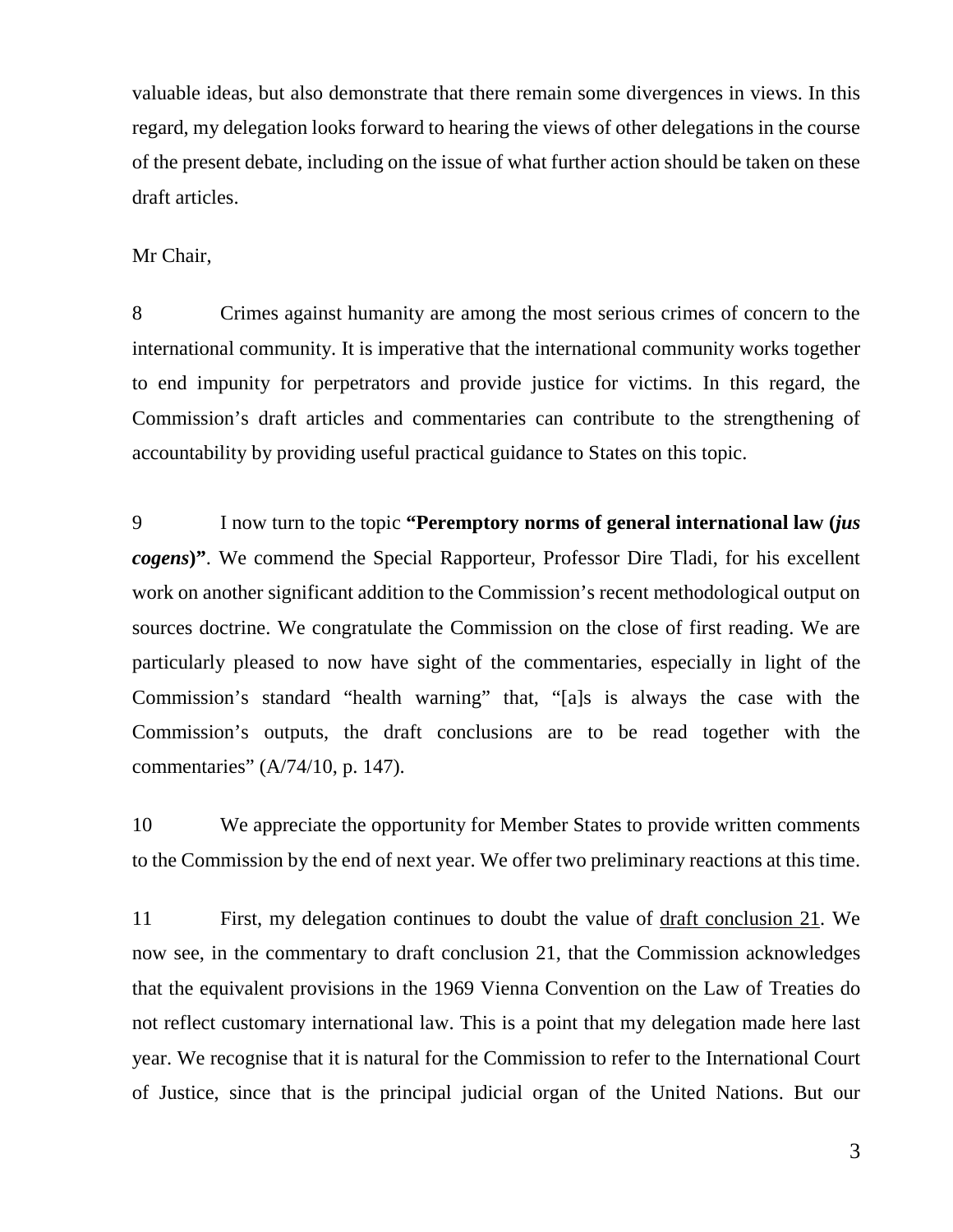valuable ideas, but also demonstrate that there remain some divergences in views. In this regard, my delegation looks forward to hearing the views of other delegations in the course of the present debate, including on the issue of what further action should be taken on these draft articles.

Mr Chair,

8 Crimes against humanity are among the most serious crimes of concern to the international community. It is imperative that the international community works together to end impunity for perpetrators and provide justice for victims. In this regard, the Commission's draft articles and commentaries can contribute to the strengthening of accountability by providing useful practical guidance to States on this topic.

9 I now turn to the topic **"Peremptory norms of general international law (*jus cogens*)"**. We commend the Special Rapporteur, Professor Dire Tladi, for his excellent work on another significant addition to the Commission's recent methodological output on sources doctrine. We congratulate the Commission on the close of first reading. We are particularly pleased to now have sight of the commentaries, especially in light of the Commission's standard "health warning" that, "[a]s is always the case with the Commission's outputs, the draft conclusions are to be read together with the commentaries" (A/74/10, p. 147).

10 We appreciate the opportunity for Member States to provide written comments to the Commission by the end of next year. We offer two preliminary reactions at this time.

11 First, my delegation continues to doubt the value of <u>draft conclusion 21</u>. We now see, in the commentary to draft conclusion 21, that the Commission acknowledges that the equivalent provisions in the 1969 Vienna Convention on the Law of Treaties do not reflect customary international law. This is a point that my delegation made here last year. We recognise that it is natural for the Commission to refer to the International Court of Justice, since that is the principal judicial organ of the United Nations. But our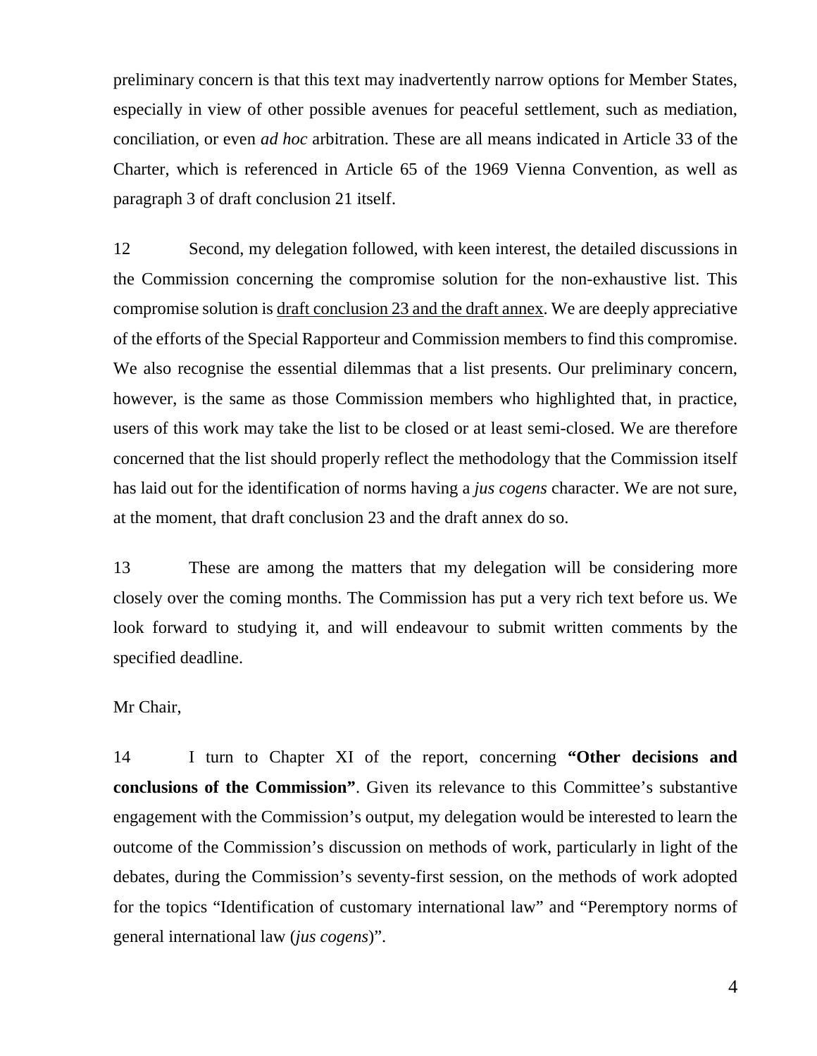preliminary concern is that this text may inadvertently narrow options for Member States, especially in view of other possible avenues for peaceful settlement, such as mediation, conciliation, or even *ad hoc* arbitration. These are all means indicated in Article 33 of the Charter, which is referenced in Article 65 of the 1969 Vienna Convention, as well as paragraph 3 of draft conclusion 21 itself.

12 Second, my delegation followed, with keen interest, the detailed discussions in the Commission concerning the compromise solution for the non-exhaustive list. This compromise solution is <u>draft conclusion 23 and the draft annex</u>. We are deeply appreciative of the efforts of the Special Rapporteur and Commission members to find this compromise. We also recognise the essential dilemmas that a list presents. Our preliminary concern, however, is the same as those Commission members who highlighted that, in practice, users of this work may take the list to be closed or at least semi-closed. We are therefore concerned that the list should properly reflect the methodology that the Commission itself has laid out for the identification of norms having a *jus cogens* character. We are not sure, at the moment, that draft conclusion 23 and the draft annex do so.

13 These are among the matters that my delegation will be considering more closely over the coming months. The Commission has put a very rich text before us. We look forward to studying it, and will endeavour to submit written comments by the specified deadline.

Mr Chair,

14 I turn to Chapter XI of the report, concerning **"Other decisions and conclusions of the Commission"**. Given its relevance to this Committee's substantive engagement with the Commission's output, my delegation would be interested to learn the outcome of the Commission's discussion on methods of work, particularly in light of the debates, during the Commission's seventy-first session, on the methods of work adopted for the topics "Identification of customary international law" and "Peremptory norms of general international law (*jus cogens*)".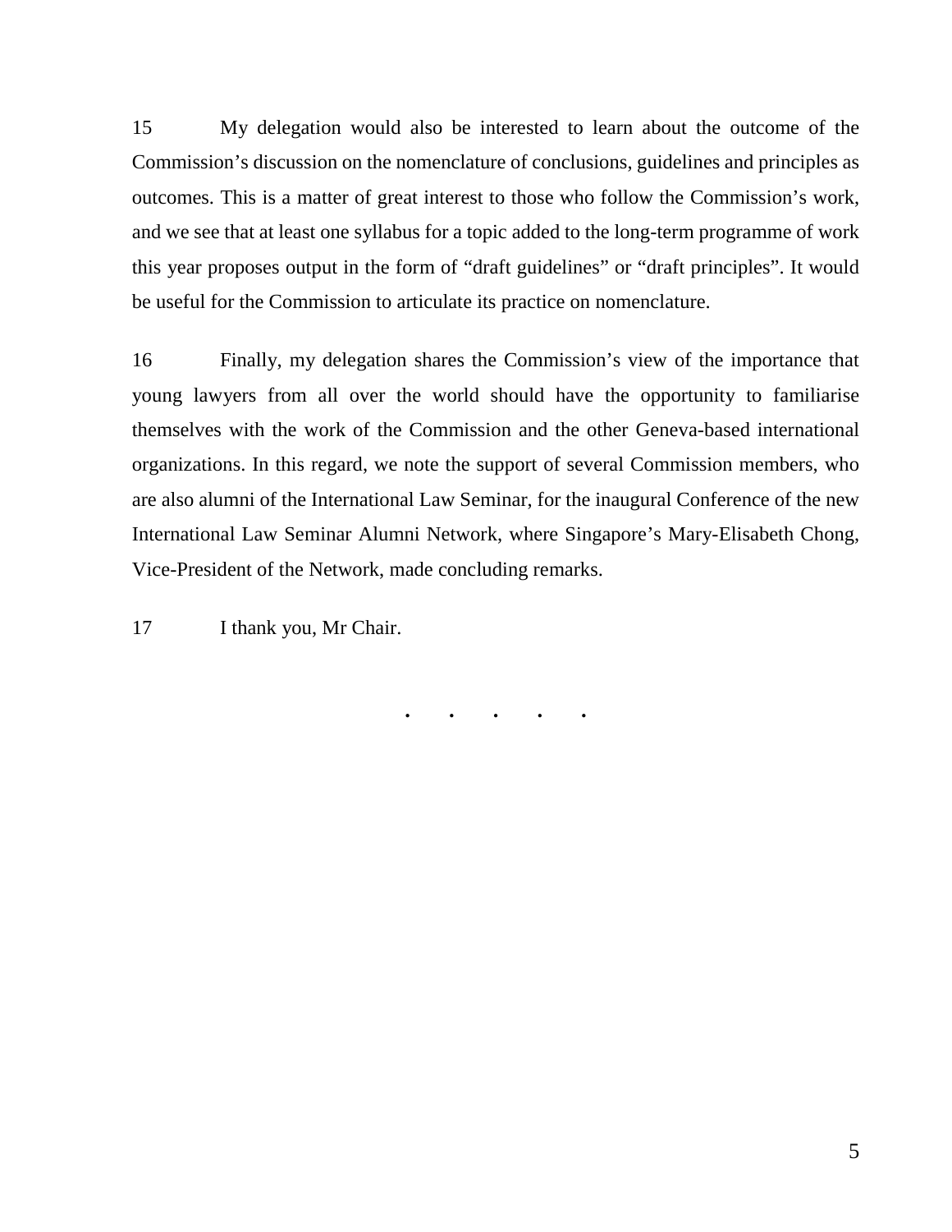15 My delegation would also be interested to learn about the outcome of the Commission's discussion on the nomenclature of conclusions, guidelines and principles as outcomes. This is a matter of great interest to those who follow the Commission's work, and we see that at least one syllabus for a topic added to the long-term programme of work this year proposes output in the form of "draft guidelines" or "draft principles". It would be useful for the Commission to articulate its practice on nomenclature.

16 Finally, my delegation shares the Commission's view of the importance that young lawyers from all over the world should have the opportunity to familiarise themselves with the work of the Commission and the other Geneva-based international organizations. In this regard, we note the support of several Commission members, who are also alumni of the International Law Seminar, for the inaugural Conference of the new International Law Seminar Alumni Network, where Singapore's Mary-Elisabeth Chong, Vice-President of the Network, made concluding remarks.

17 I thank you, Mr Chair.

. . . . .